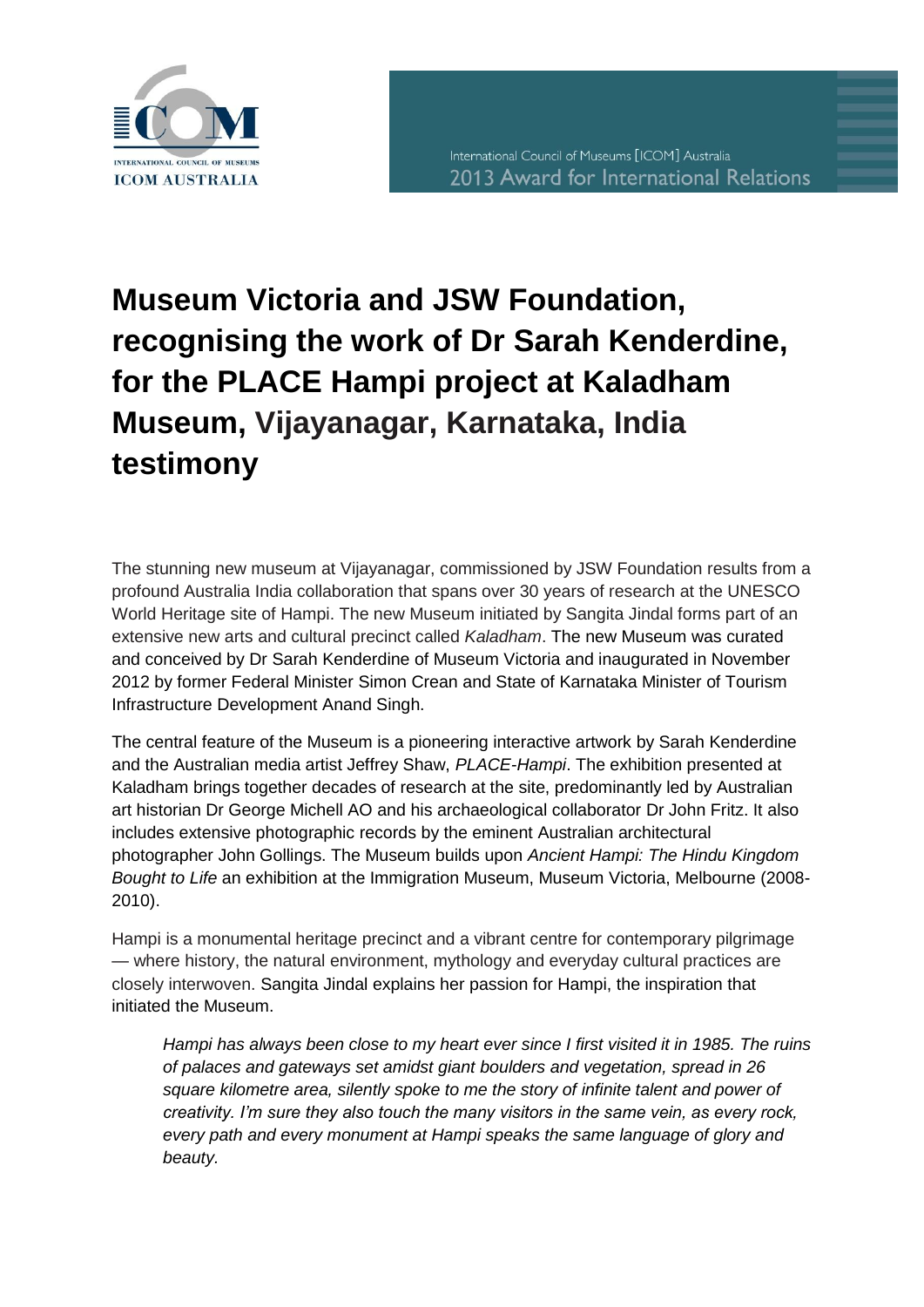International Council of Museums [ICOM] Australia
2013 Award for International Relations

# Museum Victoria and JSW Foundation, recognising the work of Dr Sarah Kenderdine, for the PLACE Hampi project at Kaladham Museum, Vijayanagar, Karnataka, India testimony

The stunning new museum at Vijayanagar, commissioned by JSW Foundation results from a profound Australia India collaboration that spans over 30 years of research at the UNESCO World Heritage site of Hampi. The new Museum initiated by Sangita Jindal forms part of an extensive new arts and cultural precinct called *Kaladham*. The new Museum was curated and conceived by Dr Sarah Kenderdine of Museum Victoria and inaugurated in November 2012 by former Federal Minister Simon Crean and State of Karnataka Minister of Tourism Infrastructure Development Anand Singh.

The central feature of the Museum is a pioneering interactive artwork by Sarah Kenderdine and the Australian media artist Jeffrey Shaw, *PLACE-Hampi*. The exhibition presented at Kaladham brings together decades of research at the site, predominantly led by Australian art historian Dr George Michell AO and his archaeological collaborator Dr John Fritz. It also includes extensive photographic records by the eminent Australian architectural photographer John Gollings. The Museum builds upon *Ancient Hampi: The Hindu Kingdom Bought to Life* an exhibition at the Immigration Museum, Museum Victoria, Melbourne (2008-2010).

Hampi is a monumental heritage precinct and a vibrant centre for contemporary pilgrimage — where history, the natural environment, mythology and everyday cultural practices are closely interwoven. Sangita Jindal explains her passion for Hampi, the inspiration that initiated the Museum.

> *Hampi has always been close to my heart ever since I first visited it in 1985. The ruins of palaces and gateways set amidst giant boulders and vegetation, spread in 26 square kilometre area, silently spoke to me the story of infinite talent and power of creativity. I'm sure they also touch the many visitors in the same vein, as every rock, every path and every monument at Hampi speaks the same language of glory and beauty.*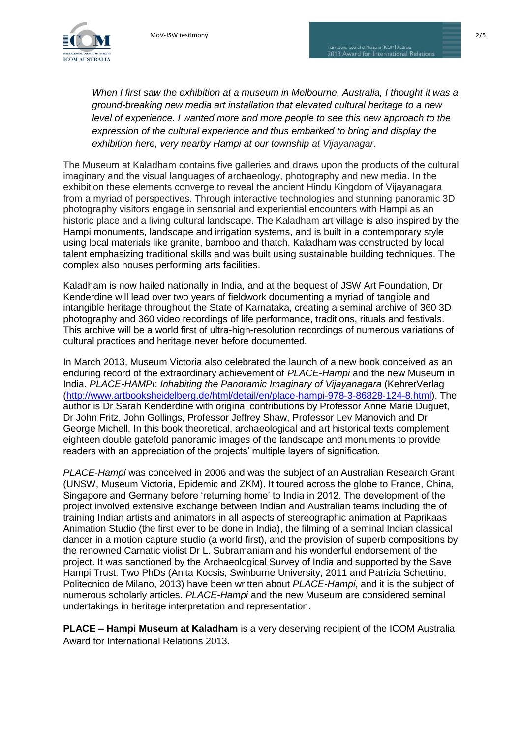*When I first saw the exhibition at a museum in Melbourne, Australia, I thought it was a ground-breaking new media art installation that elevated cultural heritage to a new level of experience. I wanted more and more people to see this new approach to the expression of the cultural experience and thus embarked to bring and display the exhibition here, very nearby Hampi at our township at Vijayanagar*.

The Museum at Kaladham contains five galleries and draws upon the products of the cultural imaginary and the visual languages of archaeology, photography and new media. In the exhibition these elements converge to reveal the ancient Hindu Kingdom of Vijayanagara from a myriad of perspectives. Through interactive technologies and stunning panoramic 3D photography visitors engage in sensorial and experiential encounters with Hampi as an historic place and a living cultural landscape. The Kaladham art village is also inspired by the Hampi monuments, landscape and irrigation systems, and is built in a contemporary style using local materials like granite, bamboo and thatch. Kaladham was constructed by local talent emphasizing traditional skills and was built using sustainable building techniques. The complex also houses performing arts facilities.

Kaladham is now hailed nationally in India, and at the bequest of JSW Art Foundation, Dr Kenderdine will lead over two years of fieldwork documenting a myriad of tangible and intangible heritage throughout the State of Karnataka, creating a seminal archive of 360 3D photography and 360 video recordings of life performance, traditions, rituals and festivals. This archive will be a world first of ultra-high-resolution recordings of numerous variations of cultural practices and heritage never before documented.

In March 2013, Museum Victoria also celebrated the launch of a new book conceived as an enduring record of the extraordinary achievement of *PLACE-Hampi* and the new Museum in India. *PLACE-HAMPI*: *Inhabiting the Panoramic Imaginary of Vijayanagara* (KehrerVerlag (http://www.artbooksheidelberg.de/html/detail/en/place-hampi-978-3-86828-124-8.html). The author is Dr Sarah Kenderdine with original contributions by Professor Anne Marie Duguet, Dr John Fritz, John Gollings, Professor Jeffrey Shaw, Professor Lev Manovich and Dr George Michell. In this book theoretical, archaeological and art historical texts complement eighteen double gatefold panoramic images of the landscape and monuments to provide readers with an appreciation of the projects' multiple layers of signification.

*PLACE-Hampi* was conceived in 2006 and was the subject of an Australian Research Grant (UNSW, Museum Victoria, Epidemic and ZKM). It toured across the globe to France, China, Singapore and Germany before 'returning home' to India in 2012. The development of the project involved extensive exchange between Indian and Australian teams including the of training Indian artists and animators in all aspects of stereographic animation at Paprikaas Animation Studio (the first ever to be done in India), the filming of a seminal Indian classical dancer in a motion capture studio (a world first), and the provision of superb compositions by the renowned Carnatic violist Dr L. Subramaniam and his wonderful endorsement of the project. It was sanctioned by the Archaeological Survey of India and supported by the Save Hampi Trust. Two PhDs (Anita Kocsis, Swinburne University, 2011 and Patrizia Schettino, Politecnico de Milano, 2013) have been written about *PLACE-Hampi*, and it is the subject of numerous scholarly articles. *PLACE-Hampi* and the new Museum are considered seminal undertakings in heritage interpretation and representation.

**PLACE – Hampi Museum at Kaladham** is a very deserving recipient of the ICOM Australia Award for International Relations 2013.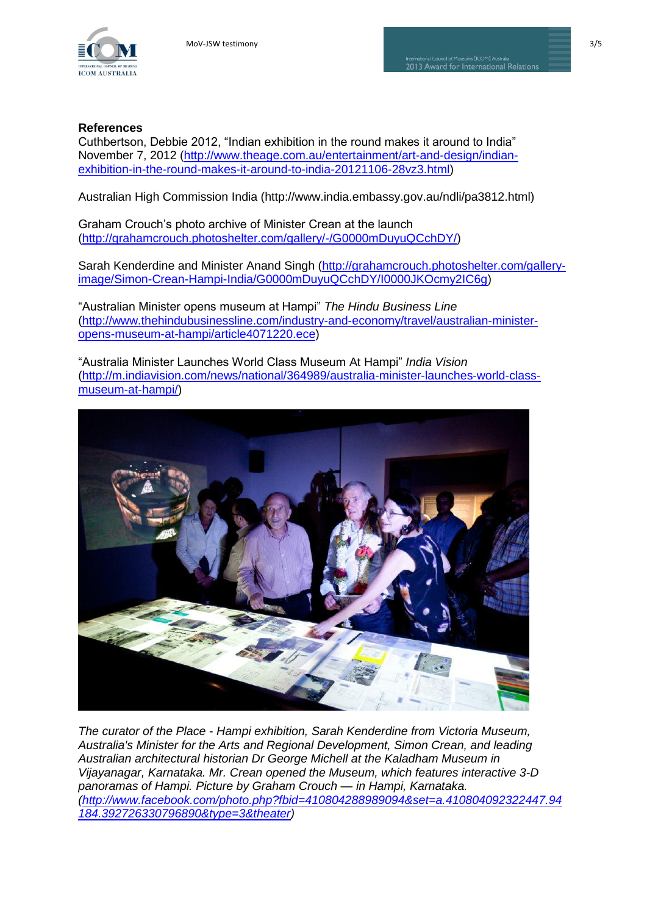**References**

Cuthbertson, Debbie 2012, "Indian exhibition in the round makes it around to India" November 7, 2012 (http://www.theage.com.au/entertainment/art-and-design/indian-exhibition-in-the-round-makes-it-around-to-india-20121106-28vz3.html)

Australian High Commission India (http://www.india.embassy.gov.au/ndli/pa3812.html)

Graham Crouch's photo archive of Minister Crean at the launch (http://grahamcrouch.photoshelter.com/gallery/-/G0000mDuyuQCchDY/)

Sarah Kenderdine and Minister Anand Singh (http://grahamcrouch.photoshelter.com/gallery-image/Simon-Crean-Hampi-India/G0000mDuyuQCchDY/I0000JKOcmy2IC6g)

"Australian Minister opens museum at Hampi" *The Hindu Business Line* (http://www.thehindubusinessline.com/industry-and-economy/travel/australian-minister-opens-museum-at-hampi/article4071220.ece)

"Australia Minister Launches World Class Museum At Hampi" *India Vision* (http://m.indiavision.com/news/national/364989/australia-minister-launches-world-class-museum-at-hampi/)

*The curator of the Place - Hampi exhibition, Sarah Kenderdine from Victoria Museum, Australia's Minister for the Arts and Regional Development, Simon Crean, and leading Australian architectural historian Dr George Michell at the Kaladham Museum in Vijayanagar, Karnataka. Mr. Crean opened the Museum, which features interactive 3-D panoramas of Hampi. Picture by Graham Crouch — in Hampi, Karnataka. (http://www.facebook.com/photo.php?fbid=410804288989094&set=a.410804092322447.94184.392726330796890&type=3&theater)*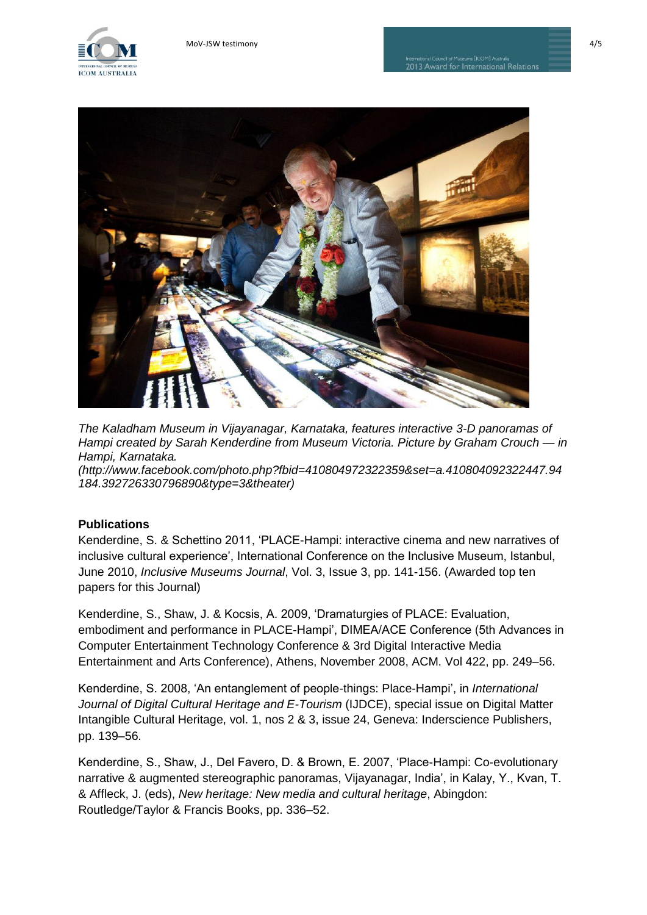*The Kaladham Museum in Vijayanagar, Karnataka, features interactive 3-D panoramas of Hampi created by Sarah Kenderdine from Museum Victoria. Picture by Graham Crouch — in Hampi, Karnataka.*
*(http://www.facebook.com/photo.php?fbid=410804972322359&set=a.410804092322447.94184.392726330796890&type=3&theater)*

**Publications**

Kenderdine, S. & Schettino 2011, 'PLACE-Hampi: interactive cinema and new narratives of inclusive cultural experience', International Conference on the Inclusive Museum, Istanbul, June 2010, *Inclusive Museums Journal*, Vol. 3, Issue 3, pp. 141-156. (Awarded top ten papers for this Journal)

Kenderdine, S., Shaw, J. & Kocsis, A. 2009, 'Dramaturgies of PLACE: Evaluation, embodiment and performance in PLACE-Hampi', DIMEA/ACE Conference (5th Advances in Computer Entertainment Technology Conference & 3rd Digital Interactive Media Entertainment and Arts Conference), Athens, November 2008, ACM. Vol 422, pp. 249–56.

Kenderdine, S. 2008, 'An entanglement of people-things: Place-Hampi', in *International Journal of Digital Cultural Heritage and E-Tourism* (IJDCE), special issue on Digital Matter Intangible Cultural Heritage, vol. 1, nos 2 & 3, issue 24, Geneva: Inderscience Publishers, pp. 139–56.

Kenderdine, S., Shaw, J., Del Favero, D. & Brown, E. 2007, 'Place-Hampi: Co-evolutionary narrative & augmented stereographic panoramas, Vijayanagar, India', in Kalay, Y., Kvan, T. & Affleck, J. (eds), *New heritage: New media and cultural heritage*, Abingdon: Routledge/Taylor & Francis Books, pp. 336–52.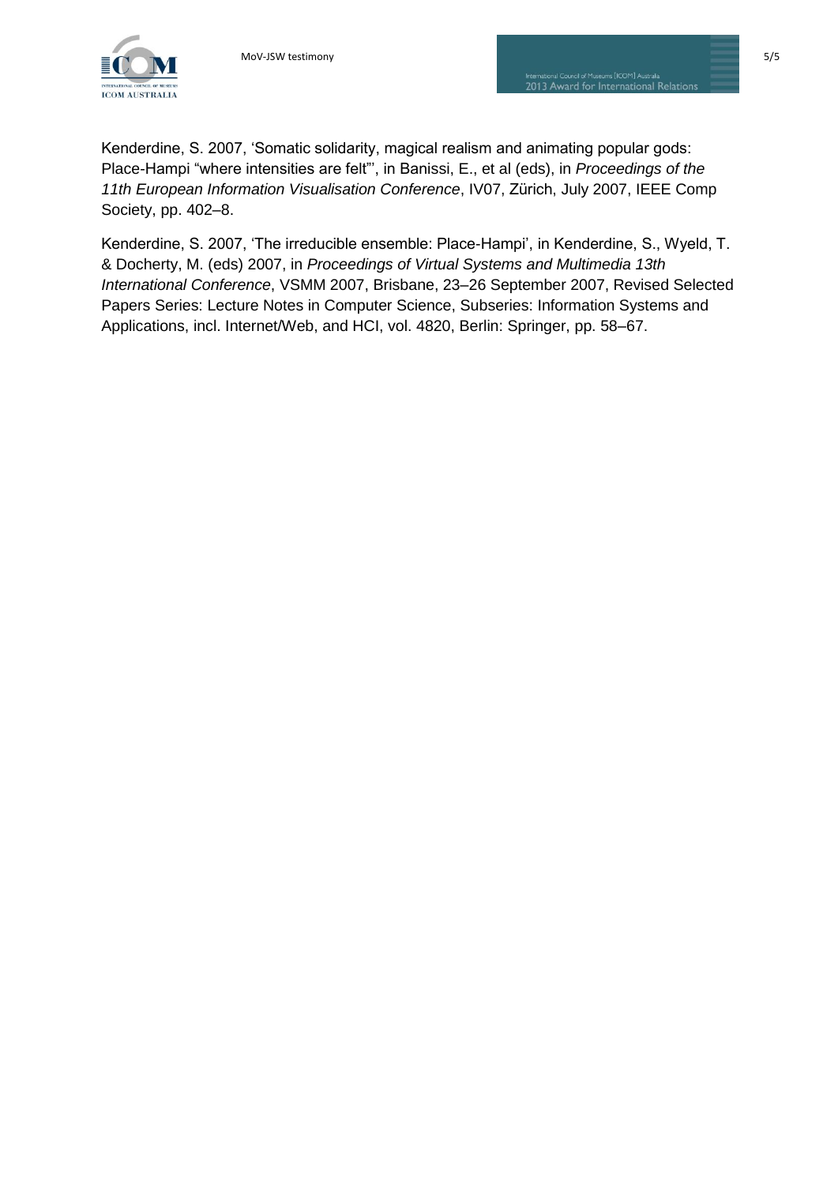Kenderdine, S. 2007, 'Somatic solidarity, magical realism and animating popular gods: Place-Hampi "where intensities are felt"', in Banissi, E., et al (eds), in *Proceedings of the 11th European Information Visualisation Conference*, IV07, Zürich, July 2007, IEEE Comp Society, pp. 402–8.

Kenderdine, S. 2007, 'The irreducible ensemble: Place-Hampi', in Kenderdine, S., Wyeld, T. & Docherty, M. (eds) 2007, in *Proceedings of Virtual Systems and Multimedia 13th International Conference*, VSMM 2007, Brisbane, 23–26 September 2007, Revised Selected Papers Series: Lecture Notes in Computer Science, Subseries: Information Systems and Applications, incl. Internet/Web, and HCI, vol. 4820, Berlin: Springer, pp. 58–67.